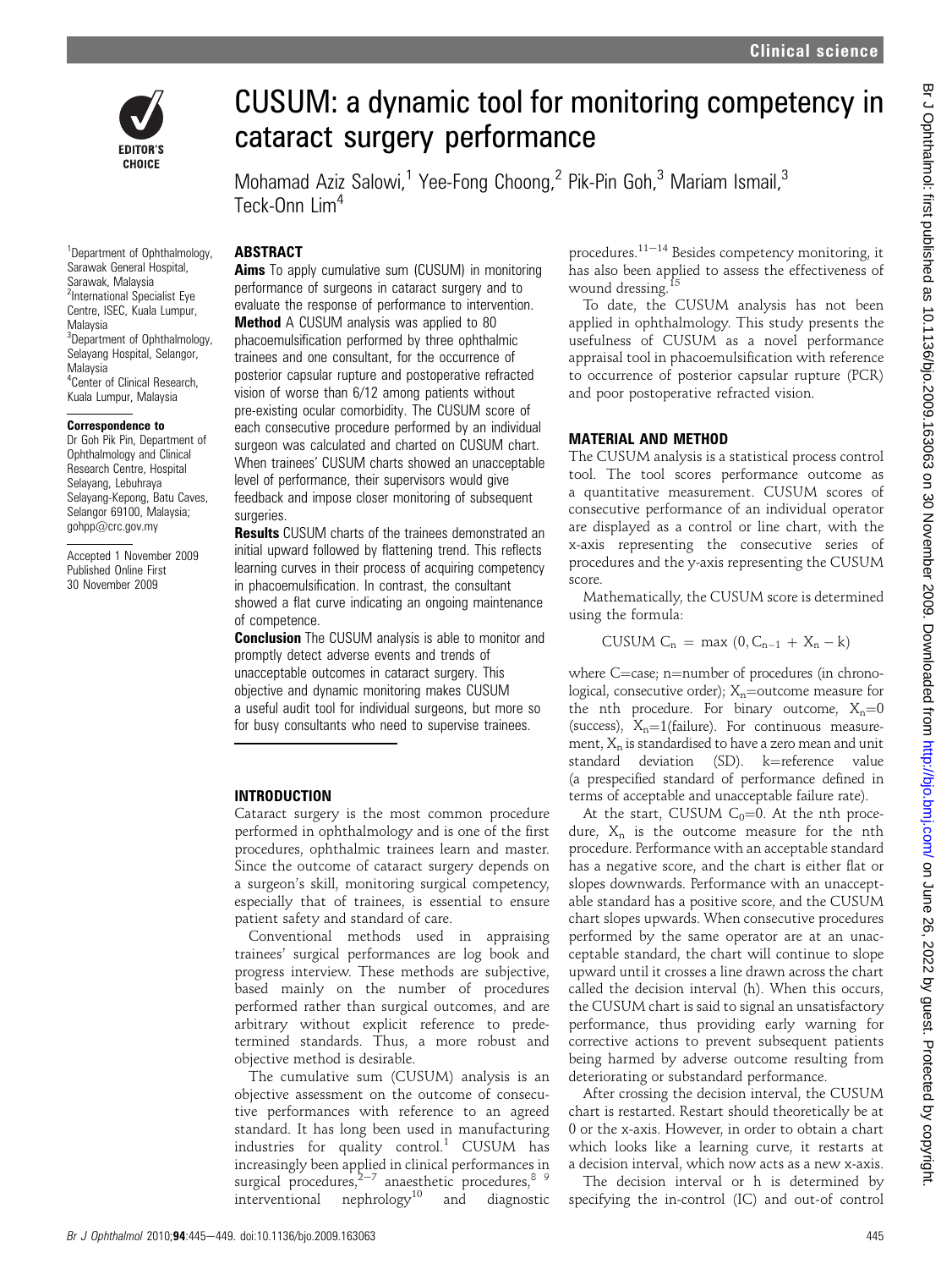# CUSUM: a dynamic tool for monitoring competency in cataract surgery performance

Mohamad Aziz Salowi,[1] Yee-Fong Choong,[2] Pik-Pin Goh,[3] Mariam Ismail,[3] Teck-Onn Lim[4]

[1]Department of Ophthalmology, Sarawak General Hospital, Sarawak, Malaysia
[2]International Specialist Eye Centre, ISEC, Kuala Lumpur, Malaysia
[3]Department of Ophthalmology, Selayang Hospital, Selangor, Malaysia
[4]Center of Clinical Research, Kuala Lumpur, Malaysia

**Correspondence to**
Dr Goh Pik Pin, Department of Ophthalmology and Clinical Research Centre, Hospital Selayang, Lebuhraya Selayang-Kepong, Batu Caves, Selangor 69100, Malaysia; gohpp@crc.gov.my

Accepted 1 November 2009
Published Online First 30 November 2009

## ABSTRACT

**Aims** To apply cumulative sum (CUSUM) in monitoring performance of surgeons in cataract surgery and to evaluate the response of performance to intervention.

**Method** A CUSUM analysis was applied to 80 phacoemulsification performed by three ophthalmic trainees and one consultant, for the occurrence of posterior capsular rupture and postoperative refracted vision of worse than 6/12 among patients without pre-existing ocular comorbidity. The CUSUM score of each consecutive procedure performed by an individual surgeon was calculated and charted on CUSUM chart. When trainees' CUSUM charts showed an unacceptable level of performance, their supervisors would give feedback and impose closer monitoring of subsequent surgeries.

**Results** CUSUM charts of the trainees demonstrated an initial upward followed by flattening trend. This reflects learning curves in their process of acquiring competency in phacoemulsification. In contrast, the consultant showed a flat curve indicating an ongoing maintenance of competence.

**Conclusion** The CUSUM analysis is able to monitor and promptly detect adverse events and trends of unacceptable outcomes in cataract surgery. This objective and dynamic monitoring makes CUSUM a useful audit tool for individual surgeons, but more so for busy consultants who need to supervise trainees.

## INTRODUCTION

Cataract surgery is the most common procedure performed in ophthalmology and is one of the first procedures, ophthalmic trainees learn and master. Since the outcome of cataract surgery depends on a surgeon's skill, monitoring surgical competency, especially that of trainees, is essential to ensure patient safety and standard of care.

Conventional methods used in appraising trainees' surgical performances are log book and progress interview. These methods are subjective, based mainly on the number of procedures performed rather than surgical outcomes, and are arbitrary without explicit reference to predetermined standards. Thus, a more robust and objective method is desirable.

The cumulative sum (CUSUM) analysis is an objective assessment on the outcome of consecutive performances with reference to an agreed standard. It has long been used in manufacturing industries for quality control.[1] CUSUM has increasingly been applied in clinical performances in surgical procedures,[2–7] anaesthetic procedures,[8 9] interventional nephrology[10] and diagnostic procedures.[11–14] Besides competency monitoring, it has also been applied to assess the effectiveness of wound dressing.[15]

To date, the CUSUM analysis has not been applied in ophthalmology. This study presents the usefulness of CUSUM as a novel performance appraisal tool in phacoemulsification with reference to occurrence of posterior capsular rupture (PCR) and poor postoperative refracted vision.

## MATERIAL AND METHOD

The CUSUM analysis is a statistical process control tool. The tool scores performance outcome as a quantitative measurement. CUSUM scores of consecutive performance of an individual operator are displayed as a control or line chart, with the x-axis representing the consecutive series of procedures and the y-axis representing the CUSUM score.

Mathematically, the CUSUM score is determined using the formula:

$$\text{CUSUM } C_n = \max(0, C_{n-1} + X_n - k)$$

where C=case; n=number of procedures (in chronological, consecutive order); $X_n$=outcome measure for the nth procedure. For binary outcome, $X_n=0$ (success), $X_n=1$(failure). For continuous measurement, $X_n$ is standardised to have a zero mean and unit standard deviation (SD). k=reference value (a prespecified standard of performance defined in terms of acceptable and unacceptable failure rate).

At the start, CUSUM $C_0=0$. At the nth procedure, $X_n$ is the outcome measure for the nth procedure. Performance with an acceptable standard has a negative score, and the chart is either flat or slopes downwards. Performance with an unacceptable standard has a positive score, and the CUSUM chart slopes upwards. When consecutive procedures performed by the same operator are at an unacceptable standard, the chart will continue to slope upward until it crosses a line drawn across the chart called the decision interval (h). When this occurs, the CUSUM chart is said to signal an unsatisfactory performance, thus providing early warning for corrective actions to prevent subsequent patients being harmed by adverse outcome resulting from deteriorating or substandard performance.

After crossing the decision interval, the CUSUM chart is restarted. Restart should theoretically be at 0 or the x-axis. However, in order to obtain a chart which looks like a learning curve, it restarts at a decision interval, which now acts as a new x-axis.

The decision interval or h is determined by specifying the in-control (IC) and out-of control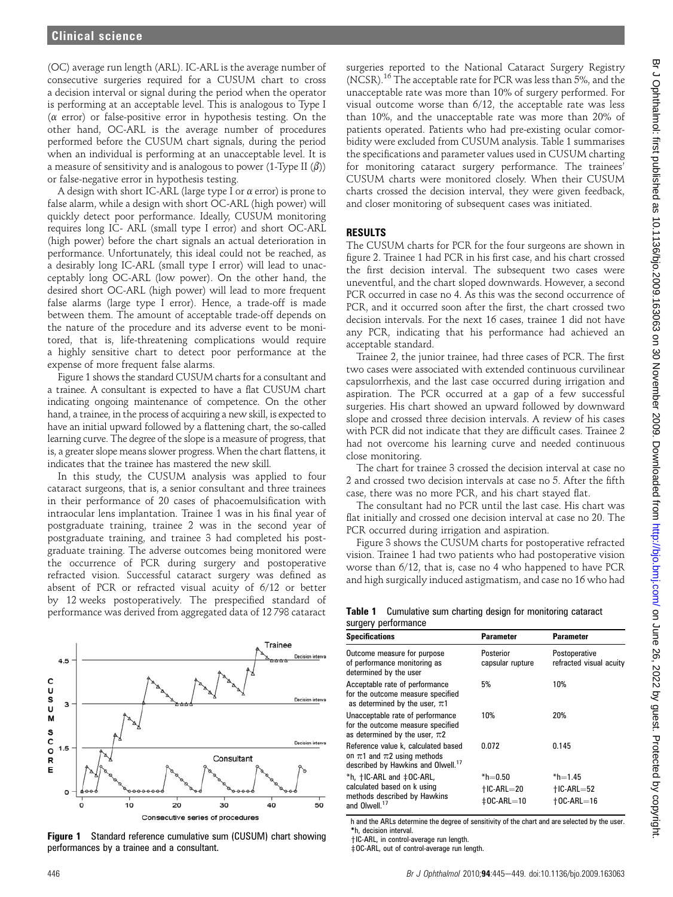(OC) average run length (ARL). IC-ARL is the average number of consecutive surgeries required for a CUSUM chart to cross a decision interval or signal during the period when the operator is performing at an acceptable level. This is analogous to Type I ($\alpha$ error) or false-positive error in hypothesis testing. On the other hand, OC-ARL is the average number of procedures performed before the CUSUM chart signals, during the period when an individual is performing at an unacceptable level. It is a measure of sensitivity and is analogous to power (1-Type II ($\beta$)) or false-negative error in hypothesis testing.

A design with short IC-ARL (large type I or $\alpha$ error) is prone to false alarm, while a design with short OC-ARL (high power) will quickly detect poor performance. Ideally, CUSUM monitoring requires long IC- ARL (small type I error) and short OC-ARL (high power) before the chart signals an actual deterioration in performance. Unfortunately, this ideal could not be reached, as a desirably long IC-ARL (small type I error) will lead to unacceptably long OC-ARL (low power). On the other hand, the desired short OC-ARL (high power) will lead to more frequent false alarms (large type I error). Hence, a trade-off is made between them. The amount of acceptable trade-off depends on the nature of the procedure and its adverse event to be monitored, that is, life-threatening complications would require a highly sensitive chart to detect poor performance at the expense of more frequent false alarms.

Figure 1 shows the standard CUSUM charts for a consultant and a trainee. A consultant is expected to have a flat CUSUM chart indicating ongoing maintenance of competence. On the other hand, a trainee, in the process of acquiring a new skill, is expected to have an initial upward followed by a flattening chart, the so-called learning curve. The degree of the slope is a measure of progress, that is, a greater slope means slower progress. When the chart flattens, it indicates that the trainee has mastered the new skill.

In this study, the CUSUM analysis was applied to four cataract surgeons, that is, a senior consultant and three trainees in their performance of 20 cases of phacoemulsification with intraocular lens implantation. Trainee 1 was in his final year of postgraduate training, trainee 2 was in the second year of postgraduate training, and trainee 3 had completed his postgraduate training. The adverse outcomes being monitored were the occurrence of PCR during surgery and postoperative refracted vision. Successful cataract surgery was defined as absent of PCR or refracted visual acuity of 6/12 or better by 12 weeks postoperatively. The prespecified standard of performance was derived from aggregated data of 12 798 cataract surgeries reported to the National Cataract Surgery Registry (NCSR).[16] The acceptable rate for PCR was less than 5%, and the unacceptable rate was more than 10% of surgery performed. For visual outcome worse than 6/12, the acceptable rate was less than 10%, and the unacceptable rate was more than 20% of patients operated. Patients who had pre-existing ocular comorbidity were excluded from CUSUM analysis. Table 1 summarises the specifications and parameter values used in CUSUM charting for monitoring cataract surgery performance. The trainees' CUSUM charts were monitored closely. When their CUSUM charts crossed the decision interval, they were given feedback, and closer monitoring of subsequent cases was initiated.

**Figure 1** Standard reference cumulative sum (CUSUM) chart showing performances by a trainee and a consultant.

## RESULTS

The CUSUM charts for PCR for the four surgeons are shown in figure 2. Trainee 1 had PCR in his first case, and his chart crossed the first decision interval. The subsequent two cases were uneventful, and the chart sloped downwards. However, a second PCR occurred in case no 4. As this was the second occurrence of PCR, and it occurred soon after the first, the chart crossed two decision intervals. For the next 16 cases, trainee 1 did not have any PCR, indicating that his performance had achieved an acceptable standard.

Trainee 2, the junior trainee, had three cases of PCR. The first two cases were associated with extended continuous curvilinear capsulorrhexis, and the last case occurred during irrigation and aspiration. The PCR occurred at a gap of a few successful surgeries. His chart showed an upward followed by downward slope and crossed three decision intervals. A review of his cases with PCR did not indicate that they are difficult cases. Trainee 2 had not overcome his learning curve and needed continuous close monitoring.

The chart for trainee 3 crossed the decision interval at case no 2 and crossed two decision intervals at case no 5. After the fifth case, there was no more PCR, and his chart stayed flat.

The consultant had no PCR until the last case. His chart was flat initially and crossed one decision interval at case no 20. The PCR occurred during irrigation and aspiration.

Figure 3 shows the CUSUM charts for postoperative refracted vision. Trainee 1 had two patients who had postoperative vision worse than 6/12, that is, case no 4 who happened to have PCR and high surgically induced astigmatism, and case no 16 who had

**Table 1** Cumulative sum charting design for monitoring cataract surgery performance

| Specifications | Parameter | Parameter |
|---|---|---|
| Outcome measure for purpose of performance monitoring as determined by the user | Posterior capsular rupture | Postoperative refracted visual acuity |
| Acceptable rate of performance for the outcome measure specified as determined by the user, $\pi 1$ | 5% | 10% |
| Unacceptable rate of performance for the outcome measure specified as determined by the user, $\pi 2$ | 10% | 20% |
| Reference value k, calculated based on $\pi 1$ and $\pi 2$ using methods described by Hawkins and Olwell.[17] | 0.072 | 0.145 |
| *h, †IC-ARL and ‡OC-ARL, calculated based on k using methods described by Hawkins and Olwell.[17] | *h=0.50<br>†IC-ARL=20<br>‡OC-ARL=10 | *h=1.45<br>†IC-ARL=52<br>†OC-ARL=16 |

h and the ARLs determine the degree of sensitivity of the chart and are selected by the user.
*h, decision interval.
†IC-ARL, in control-average run length.
‡OC-ARL, out of control-average run length.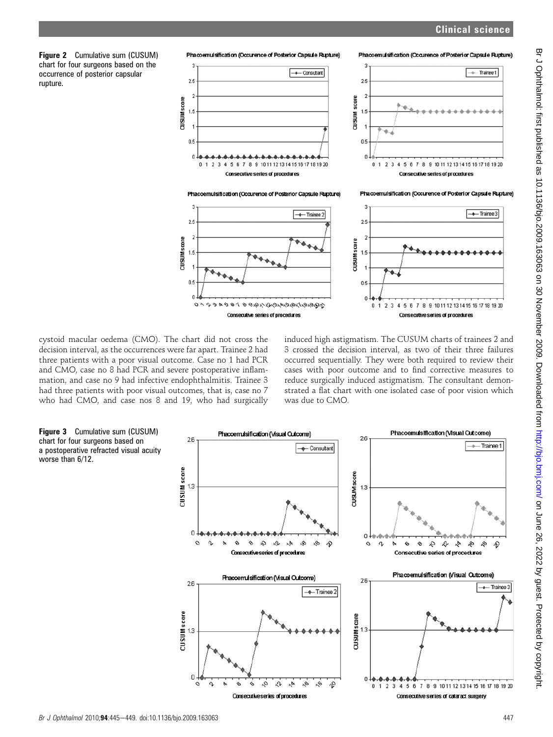**Figure 2** Cumulative sum (CUSUM) chart for four surgeons based on the occurrence of posterior capsular rupture.

cystoid macular oedema (CMO). The chart did not cross the decision interval, as the occurrences were far apart. Trainee 2 had three patients with a poor visual outcome. Case no 1 had PCR and CMO, case no 8 had PCR and severe postoperative inflammation, and case no 9 had infective endophthalmitis. Trainee 3 had three patients with poor visual outcomes, that is, case no 7 who had CMO, and case nos 8 and 19, who had surgically induced high astigmatism. The CUSUM charts of trainees 2 and 3 crossed the decision interval, as two of their three failures occurred sequentially. They were both required to review their cases with poor outcome and to find corrective measures to reduce surgically induced astigmatism. The consultant demonstrated a flat chart with one isolated case of poor vision which was due to CMO.

**Figure 3** Cumulative sum (CUSUM) chart for four surgeons based on a postoperative refracted visual acuity worse than 6/12.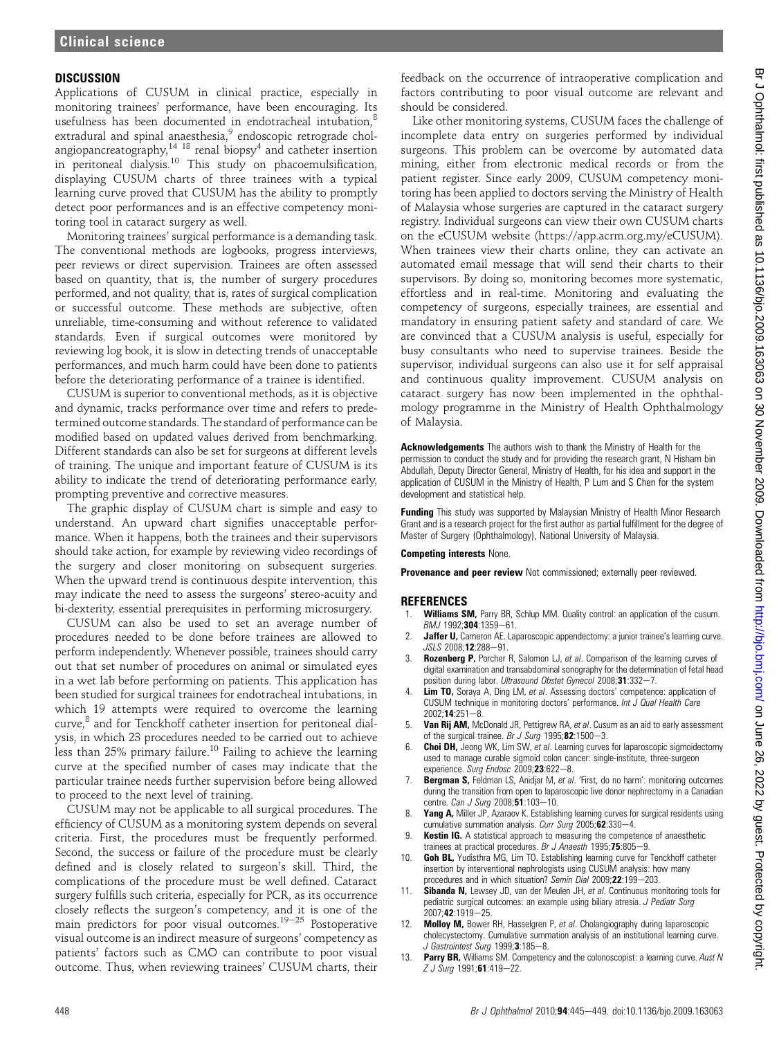## DISCUSSION

Applications of CUSUM in clinical practice, especially in monitoring trainees' performance, have been encouraging. Its usefulness has been documented in endotracheal intubation,[8] extradural and spinal anaesthesia,[9] endoscopic retrograde cholangiopancreatography,[14 18] renal biopsy[4] and catheter insertion in peritoneal dialysis.[10] This study on phacoemulsification, displaying CUSUM charts of three trainees with a typical learning curve proved that CUSUM has the ability to promptly detect poor performances and is an effective competency monitoring tool in cataract surgery as well.

Monitoring trainees' surgical performance is a demanding task. The conventional methods are logbooks, progress interviews, peer reviews or direct supervision. Trainees are often assessed based on quantity, that is, the number of surgery procedures performed, and not quality, that is, rates of surgical complication or successful outcome. These methods are subjective, often unreliable, time-consuming and without reference to validated standards. Even if surgical outcomes were monitored by reviewing log book, it is slow in detecting trends of unacceptable performances, and much harm could have been done to patients before the deteriorating performance of a trainee is identified.

CUSUM is superior to conventional methods, as it is objective and dynamic, tracks performance over time and refers to predetermined outcome standards. The standard of performance can be modified based on updated values derived from benchmarking. Different standards can also be set for surgeons at different levels of training. The unique and important feature of CUSUM is its ability to indicate the trend of deteriorating performance early, prompting preventive and corrective measures.

The graphic display of CUSUM chart is simple and easy to understand. An upward chart signifies unacceptable performance. When it happens, both the trainees and their supervisors should take action, for example by reviewing video recordings of the surgery and closer monitoring on subsequent surgeries. When the upward trend is continuous despite intervention, this may indicate the need to assess the surgeons' stereo-acuity and bi-dexterity, essential prerequisites in performing microsurgery.

CUSUM can also be used to set an average number of procedures needed to be done before trainees are allowed to perform independently. Whenever possible, trainees should carry out that set number of procedures on animal or simulated eyes in a wet lab before performing on patients. This application has been studied for surgical trainees for endotracheal intubations, in which 19 attempts were required to overcome the learning curve,[8] and for Tenckhoff catheter insertion for peritoneal dialysis, in which 23 procedures needed to be carried out to achieve less than 25% primary failure.[10] Failing to achieve the learning curve at the specified number of cases may indicate that the particular trainee needs further supervision before being allowed to proceed to the next level of training.

CUSUM may not be applicable to all surgical procedures. The efficiency of CUSUM as a monitoring system depends on several criteria. First, the procedures must be frequently performed. Second, the success or failure of the procedure must be clearly defined and is closely related to surgeon's skill. Third, the complications of the procedure must be well defined. Cataract surgery fulfills such criteria, especially for PCR, as its occurrence closely reflects the surgeon's competency, and it is one of the main predictors for poor visual outcomes.[19–25] Postoperative visual outcome is an indirect measure of surgeons' competency as patients' factors such as CMO can contribute to poor visual outcome. Thus, when reviewing trainees' CUSUM charts, their feedback on the occurrence of intraoperative complication and factors contributing to poor visual outcome are relevant and should be considered.

Like other monitoring systems, CUSUM faces the challenge of incomplete data entry on surgeries performed by individual surgeons. This problem can be overcome by automated data mining, either from electronic medical records or from the patient register. Since early 2009, CUSUM competency monitoring has been applied to doctors serving the Ministry of Health of Malaysia whose surgeries are captured in the cataract surgery registry. Individual surgeons can view their own CUSUM charts on the eCUSUM website (https://app.acrm.org.my/eCUSUM). When trainees view their charts online, they can activate an automated email message that will send their charts to their supervisors. By doing so, monitoring becomes more systematic, effortless and in real-time. Monitoring and evaluating the competency of surgeons, especially trainees, are essential and mandatory in ensuring patient safety and standard of care. We are convinced that a CUSUM analysis is useful, especially for busy consultants who need to supervise trainees. Beside the supervisor, individual surgeons can also use it for self appraisal and continuous quality improvement. CUSUM analysis on cataract surgery has now been implemented in the ophthalmology programme in the Ministry of Health Ophthalmology of Malaysia.

**Acknowledgements** The authors wish to thank the Ministry of Health for the permission to conduct the study and for providing the research grant, N Hisham bin Abdullah, Deputy Director General, Ministry of Health, for his idea and support in the application of CUSUM in the Ministry of Health, P Lum and S Chen for the system development and statistical help.

**Funding** This study was supported by Malaysian Ministry of Health Minor Research Grant and is a research project for the first author as partial fulfillment for the degree of Master of Surgery (Ophthalmology), National University of Malaysia.

**Competing interests** None.

**Provenance and peer review** Not commissioned; externally peer reviewed.

## REFERENCES

1. **Williams SM,** Parry BR, Schlup MM. Quality control: an application of the cusum. *BMJ* 1992;**304**:1359–61.
2. **Jaffer U,** Cameron AE. Laparoscopic appendectomy: a junior trainee's learning curve. *JSLS* 2008;**12**:288–91.
3. **Rozenberg P,** Porcher R, Salomon LJ, *et al*. Comparison of the learning curves of digital examination and transabdominal sonography for the determination of fetal head position during labor. *Ultrasound Obstet Gynecol* 2008;**31**:332–7.
4. **Lim TO,** Soraya A, Ding LM, *et al*. Assessing doctors' competence: application of CUSUM technique in monitoring doctors' performance. *Int J Qual Health Care* 2002;**14**:251–8.
5. **Van Rij AM,** McDonald JR, Pettigrew RA, *et al*. Cusum as an aid to early assessment of the surgical trainee. *Br J Surg* 1995;**82**:1500–3.
6. **Choi DH,** Jeong WK, Lim SW, *et al*. Learning curves for laparoscopic sigmoidectomy used to manage curable sigmoid colon cancer: single-institute, three-surgeon experience. *Surg Endosc* 2009;**23**:622–8.
7. **Bergman S,** Feldman LS, Anidjar M, *et al*. 'First, do no harm': monitoring outcomes during the transition from open to laparoscopic live donor nephrectomy in a Canadian centre. *Can J Surg* 2008;**51**:103–10.
8. **Yang A,** Miller JP, Azaraov K. Establishing learning curves for surgical residents using cumulative summation analysis. *Curr Surg* 2005;**62**:330–4.
9. **Kestin IG.** A statistical approach to measuring the competence of anaesthetic trainees at practical procedures. *Br J Anaesth* 1995;**75**:805–9.
10. **Goh BL,** Yudisthra MG, Lim TO. Establishing learning curve for Tenckhoff catheter insertion by interventional nephrologists using CUSUM analysis: how many procedures and in which situation? *Semin Dial* 2009;**22**:199–203.
11. **Sibanda N,** Lewsey JD, van der Meulen JH, *et al*. Continuous monitoring tools for pediatric surgical outcomes: an example using biliary atresia. *J Pediatr Surg* 2007;**42**:1919–25.
12. **Molloy M,** Bower RH, Hasselgren P, *et al*. Cholangiography during laparoscopic cholecystectomy. Cumulative summation analysis of an institutional learning curve. *J Gastrointest Surg* 1999;**3**:185–8.
13. **Parry BR,** Williams SM. Competency and the colonoscopist: a learning curve. *Aust N Z J Surg* 1991;**61**:419–22.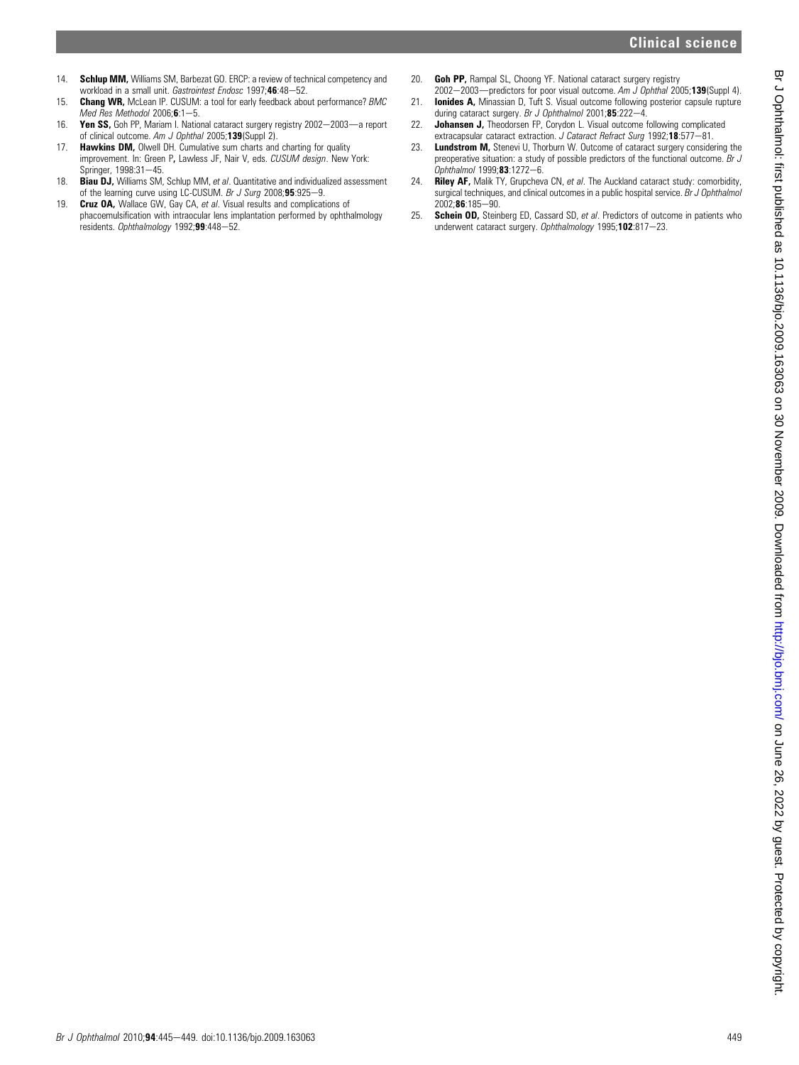14. **Schlup MM,** Williams SM, Barbezat GO. ERCP: a review of technical competency and workload in a small unit. *Gastrointest Endosc* 1997;**46**:48—52.
15. **Chang WR,** McLean IP. CUSUM: a tool for early feedback about performance? *BMC Med Res Methodol* 2006;**6**:1—5.
16. **Yen SS,** Goh PP, Mariam I. National cataract surgery registry 2002—2003—a report of clinical outcome. *Am J Ophthal* 2005;**139**(Suppl 2).
17. **Hawkins DM,** Olwell DH. Cumulative sum charts and charting for quality improvement. In: Green P**,** Lawless JF, Nair V, eds. *CUSUM design*. New York: Springer, 1998:31—45.
18. **Biau DJ,** Williams SM, Schlup MM, *et al*. Quantitative and individualized assessment of the learning curve using LC-CUSUM. *Br J Surg* 2008;**95**:925—9.
19. **Cruz OA,** Wallace GW, Gay CA, *et al*. Visual results and complications of phacoemulsification with intraocular lens implantation performed by ophthalmology residents. *Ophthalmology* 1992;**99**:448—52.
20. **Goh PP,** Rampal SL, Choong YF. National cataract surgery registry 2002—2003—predictors for poor visual outcome. *Am J Ophthal* 2005;**139**(Suppl 4).
21. **Ionides A,** Minassian D, Tuft S. Visual outcome following posterior capsule rupture during cataract surgery. *Br J Ophthalmol* 2001;**85**:222—4.
22. **Johansen J,** Theodorsen FP, Corydon L. Visual outcome following complicated extracapsular cataract extraction. *J Cataract Refract Surg* 1992;**18**:577—81.
23. **Lundstrom M,** Stenevi U, Thorburn W. Outcome of cataract surgery considering the preoperative situation: a study of possible predictors of the functional outcome. *Br J Ophthalmol* 1999;**83**:1272—6.
24. **Riley AF,** Malik TY, Grupcheva CN, *et al*. The Auckland cataract study: comorbidity, surgical techniques, and clinical outcomes in a public hospital service. *Br J Ophthalmol* 2002;**86**:185—90.
25. **Schein OD,** Steinberg ED, Cassard SD, *et al*. Predictors of outcome in patients who underwent cataract surgery. *Ophthalmology* 1995;**102**:817—23.